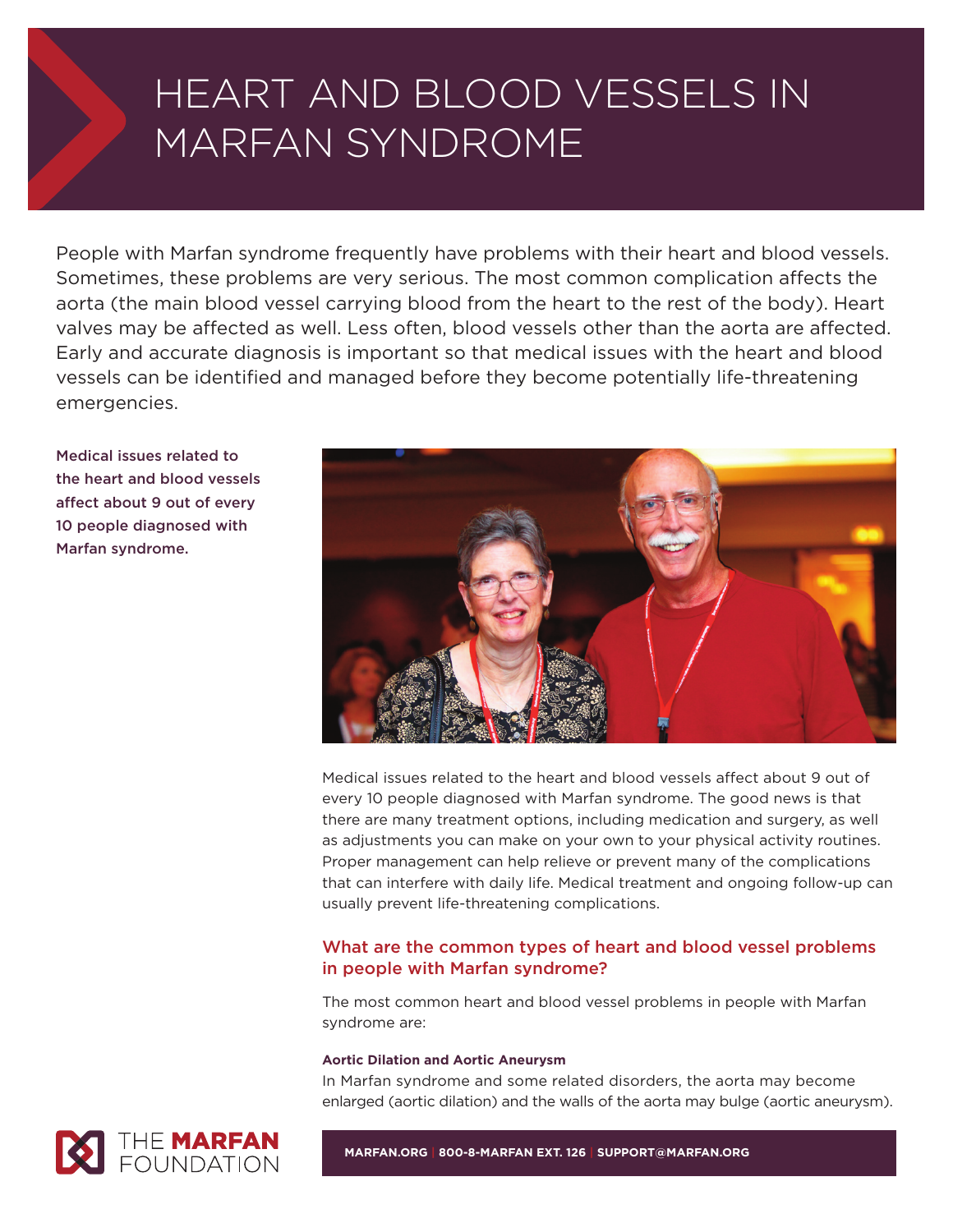# HEART AND BLOOD VESSELS IN MARFAN SYNDROME

People with Marfan syndrome frequently have problems with their heart and blood vessels. Sometimes, these problems are very serious. The most common complication affects the aorta (the main blood vessel carrying blood from the heart to the rest of the body). Heart valves may be affected as well. Less often, blood vessels other than the aorta are affected. Early and accurate diagnosis is important so that medical issues with the heart and blood vessels can be identified and managed before they become potentially life-threatening emergencies.

**Medical issues related to the heart and blood vessels affect about 9 out of every 10 people diagnosed with Marfan syndrome.**

Medical issues related to the heart and blood vessels affect about 9 out of every 10 people diagnosed with Marfan syndrome. The good news is that there are many treatment options, including medication and surgery, as well as adjustments you can make on your own to your physical activity routines. Proper management can help relieve or prevent many of the complications that can interfere with daily life. Medical treatment and ongoing follow-up can usually prevent life-threatening complications.

## What are the common types of heart and blood vessel problems in people with Marfan syndrome?

The most common heart and blood vessel problems in people with Marfan syndrome are:

### Aortic Dilation and Aortic Aneurysm

In Marfan syndrome and some related disorders, the aorta may become enlarged (aortic dilation) and the walls of the aorta may bulge (aortic aneurysm).

THE MARFAN FOUNDATION

MARFAN.ORG | 800-8-MARFAN EXT. 126 | SUPPORT@MARFAN.ORG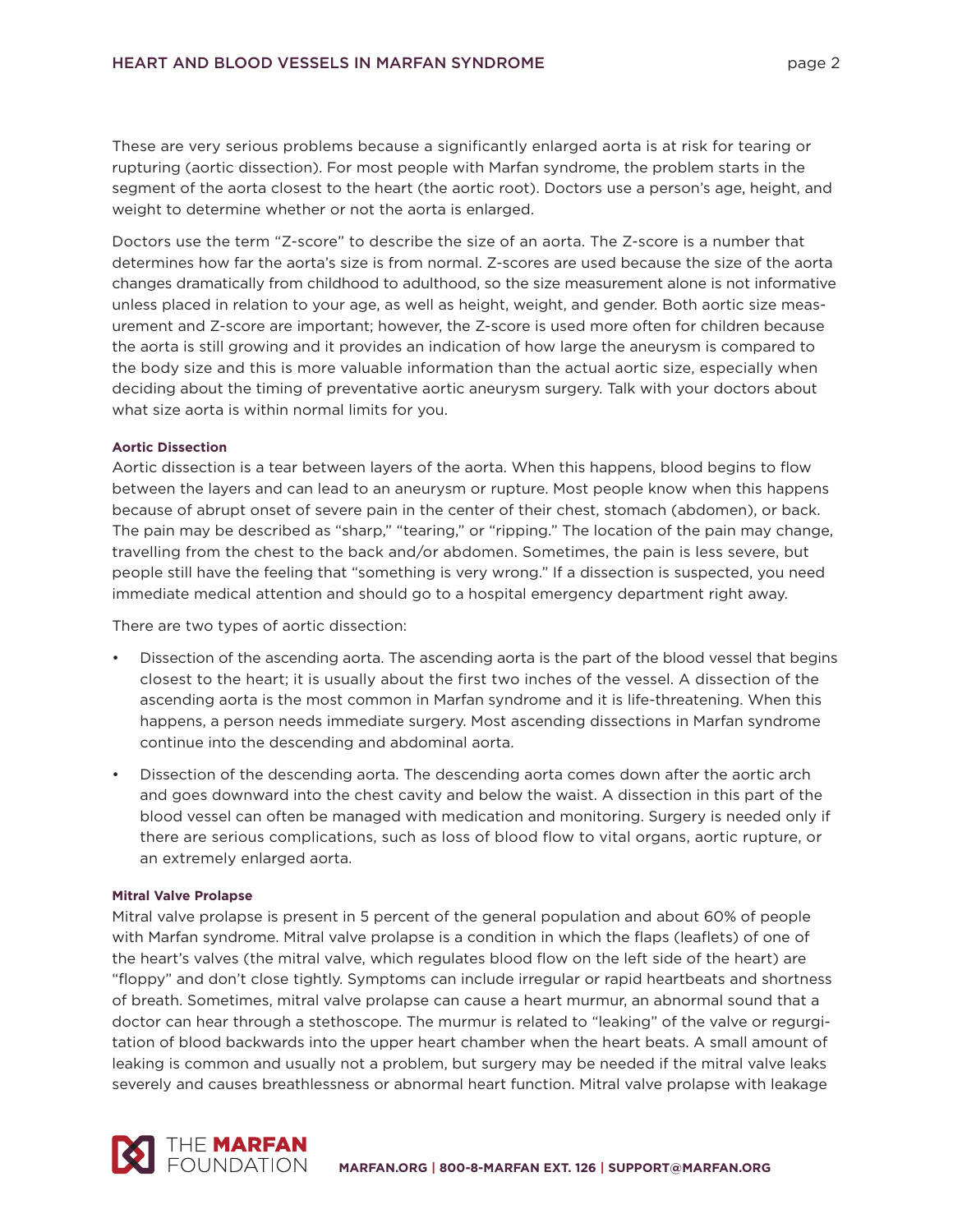These are very serious problems because a significantly enlarged aorta is at risk for tearing or rupturing (aortic dissection). For most people with Marfan syndrome, the problem starts in the segment of the aorta closest to the heart (the aortic root). Doctors use a person's age, height, and weight to determine whether or not the aorta is enlarged.

Doctors use the term "Z-score" to describe the size of an aorta. The Z-score is a number that determines how far the aorta's size is from normal. Z-scores are used because the size of the aorta changes dramatically from childhood to adulthood, so the size measurement alone is not informative unless placed in relation to your age, as well as height, weight, and gender. Both aortic size measurement and Z-score are important; however, the Z-score is used more often for children because the aorta is still growing and it provides an indication of how large the aneurysm is compared to the body size and this is more valuable information than the actual aortic size, especially when deciding about the timing of preventative aortic aneurysm surgery. Talk with your doctors about what size aorta is within normal limits for you.

#### Aortic Dissection

Aortic dissection is a tear between layers of the aorta. When this happens, blood begins to flow between the layers and can lead to an aneurysm or rupture. Most people know when this happens because of abrupt onset of severe pain in the center of their chest, stomach (abdomen), or back. The pain may be described as "sharp," "tearing," or "ripping." The location of the pain may change, travelling from the chest to the back and/or abdomen. Sometimes, the pain is less severe, but people still have the feeling that "something is very wrong." If a dissection is suspected, you need immediate medical attention and should go to a hospital emergency department right away.

There are two types of aortic dissection:

- Dissection of the ascending aorta. The ascending aorta is the part of the blood vessel that begins closest to the heart; it is usually about the first two inches of the vessel. A dissection of the ascending aorta is the most common in Marfan syndrome and it is life-threatening. When this happens, a person needs immediate surgery. Most ascending dissections in Marfan syndrome continue into the descending and abdominal aorta.
- Dissection of the descending aorta. The descending aorta comes down after the aortic arch and goes downward into the chest cavity and below the waist. A dissection in this part of the blood vessel can often be managed with medication and monitoring. Surgery is needed only if there are serious complications, such as loss of blood flow to vital organs, aortic rupture, or an extremely enlarged aorta.

#### Mitral Valve Prolapse

Mitral valve prolapse is present in 5 percent of the general population and about 60% of people with Marfan syndrome. Mitral valve prolapse is a condition in which the flaps (leaflets) of one of the heart's valves (the mitral valve, which regulates blood flow on the left side of the heart) are "floppy" and don't close tightly. Symptoms can include irregular or rapid heartbeats and shortness of breath. Sometimes, mitral valve prolapse can cause a heart murmur, an abnormal sound that a doctor can hear through a stethoscope. The murmur is related to "leaking" of the valve or regurgitation of blood backwards into the upper heart chamber when the heart beats. A small amount of leaking is common and usually not a problem, but surgery may be needed if the mitral valve leaks severely and causes breathlessness or abnormal heart function. Mitral valve prolapse with leakage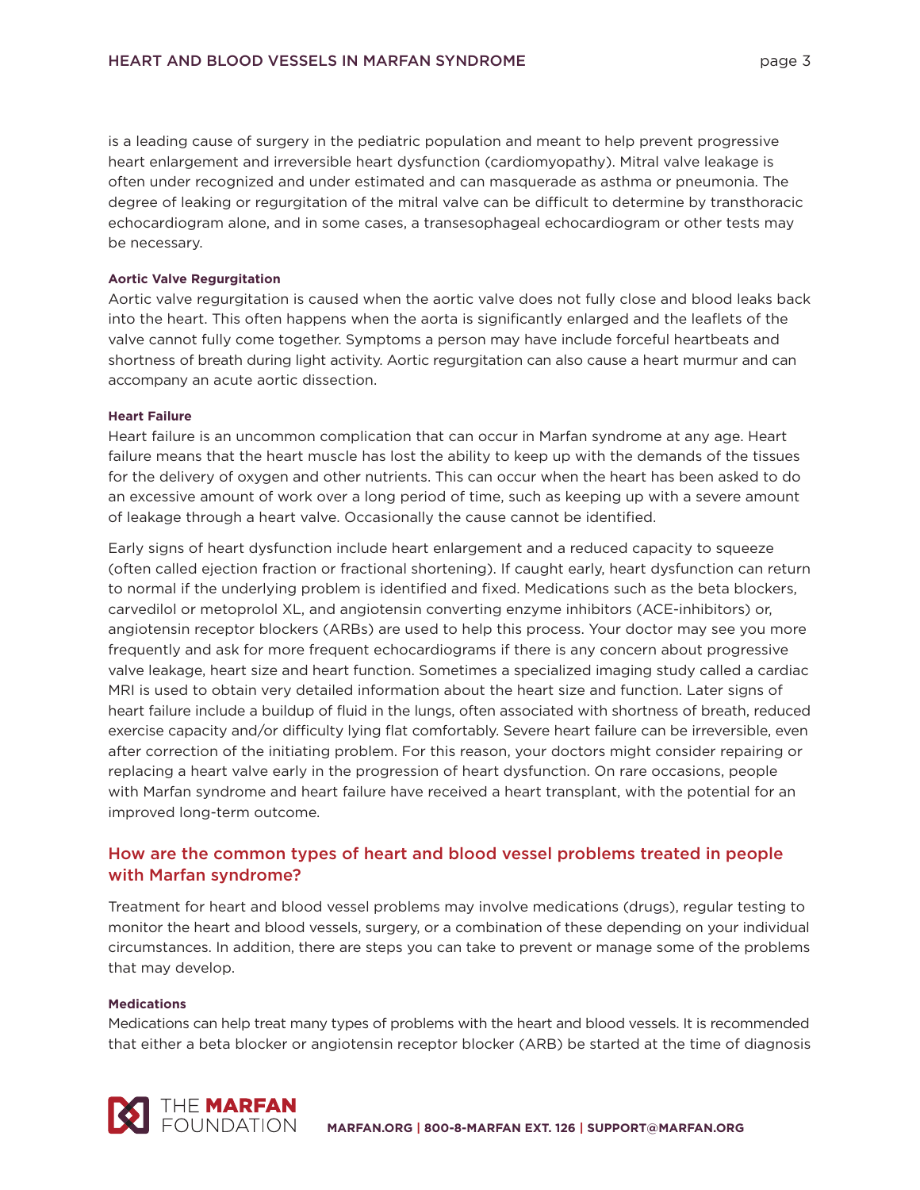is a leading cause of surgery in the pediatric population and meant to help prevent progressive heart enlargement and irreversible heart dysfunction (cardiomyopathy). Mitral valve leakage is often under recognized and under estimated and can masquerade as asthma or pneumonia. The degree of leaking or regurgitation of the mitral valve can be difficult to determine by transthoracic echocardiogram alone, and in some cases, a transesophageal echocardiogram or other tests may be necessary.

#### Aortic Valve Regurgitation

Aortic valve regurgitation is caused when the aortic valve does not fully close and blood leaks back into the heart. This often happens when the aorta is significantly enlarged and the leaflets of the valve cannot fully come together. Symptoms a person may have include forceful heartbeats and shortness of breath during light activity. Aortic regurgitation can also cause a heart murmur and can accompany an acute aortic dissection.

#### Heart Failure

Heart failure is an uncommon complication that can occur in Marfan syndrome at any age. Heart failure means that the heart muscle has lost the ability to keep up with the demands of the tissues for the delivery of oxygen and other nutrients. This can occur when the heart has been asked to do an excessive amount of work over a long period of time, such as keeping up with a severe amount of leakage through a heart valve. Occasionally the cause cannot be identified.

Early signs of heart dysfunction include heart enlargement and a reduced capacity to squeeze (often called ejection fraction or fractional shortening). If caught early, heart dysfunction can return to normal if the underlying problem is identified and fixed. Medications such as the beta blockers, carvedilol or metoprolol XL, and angiotensin converting enzyme inhibitors (ACE-inhibitors) or, angiotensin receptor blockers (ARBs) are used to help this process. Your doctor may see you more frequently and ask for more frequent echocardiograms if there is any concern about progressive valve leakage, heart size and heart function. Sometimes a specialized imaging study called a cardiac MRI is used to obtain very detailed information about the heart size and function. Later signs of heart failure include a buildup of fluid in the lungs, often associated with shortness of breath, reduced exercise capacity and/or difficulty lying flat comfortably. Severe heart failure can be irreversible, even after correction of the initiating problem. For this reason, your doctors might consider repairing or replacing a heart valve early in the progression of heart dysfunction. On rare occasions, people with Marfan syndrome and heart failure have received a heart transplant, with the potential for an improved long-term outcome.

## How are the common types of heart and blood vessel problems treated in people with Marfan syndrome?

Treatment for heart and blood vessel problems may involve medications (drugs), regular testing to monitor the heart and blood vessels, surgery, or a combination of these depending on your individual circumstances. In addition, there are steps you can take to prevent or manage some of the problems that may develop.

#### Medications

Medications can help treat many types of problems with the heart and blood vessels. It is recommended that either a beta blocker or angiotensin receptor blocker (ARB) be started at the time of diagnosis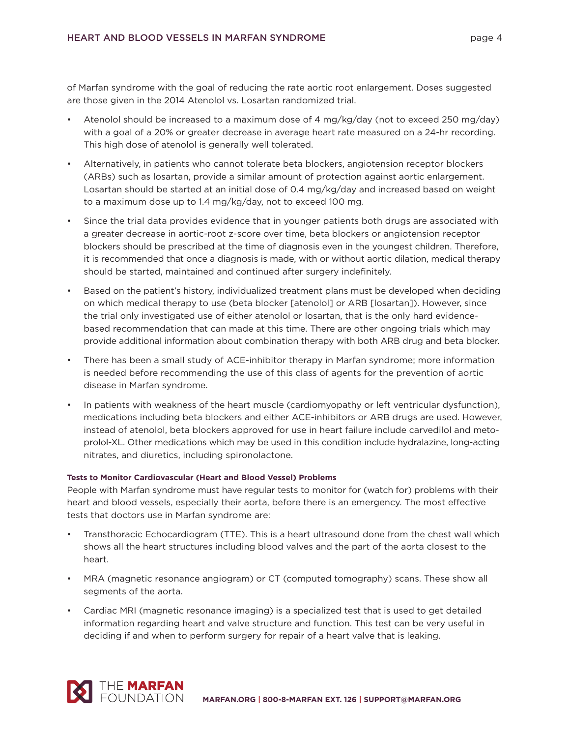of Marfan syndrome with the goal of reducing the rate aortic root enlargement. Doses suggested are those given in the 2014 Atenolol vs. Losartan randomized trial.

- Atenolol should be increased to a maximum dose of 4 mg/kg/day (not to exceed 250 mg/day) with a goal of a 20% or greater decrease in average heart rate measured on a 24-hr recording. This high dose of atenolol is generally well tolerated.
- Alternatively, in patients who cannot tolerate beta blockers, angiotension receptor blockers (ARBs) such as losartan, provide a similar amount of protection against aortic enlargement. Losartan should be started at an initial dose of 0.4 mg/kg/day and increased based on weight to a maximum dose up to 1.4 mg/kg/day, not to exceed 100 mg.
- Since the trial data provides evidence that in younger patients both drugs are associated with a greater decrease in aortic-root z-score over time, beta blockers or angiotension receptor blockers should be prescribed at the time of diagnosis even in the youngest children. Therefore, it is recommended that once a diagnosis is made, with or without aortic dilation, medical therapy should be started, maintained and continued after surgery indefinitely.
- Based on the patient's history, individualized treatment plans must be developed when deciding on which medical therapy to use (beta blocker [atenolol] or ARB [losartan]). However, since the trial only investigated use of either atenolol or losartan, that is the only hard evidence-based recommendation that can made at this time. There are other ongoing trials which may provide additional information about combination therapy with both ARB drug and beta blocker.
- There has been a small study of ACE-inhibitor therapy in Marfan syndrome; more information is needed before recommending the use of this class of agents for the prevention of aortic disease in Marfan syndrome.
- In patients with weakness of the heart muscle (cardiomyopathy or left ventricular dysfunction), medications including beta blockers and either ACE-inhibitors or ARB drugs are used. However, instead of atenolol, beta blockers approved for use in heart failure include carvedilol and metoprolol-XL. Other medications which may be used in this condition include hydralazine, long-acting nitrates, and diuretics, including spironolactone.

#### Tests to Monitor Cardiovascular (Heart and Blood Vessel) Problems

People with Marfan syndrome must have regular tests to monitor for (watch for) problems with their heart and blood vessels, especially their aorta, before there is an emergency. The most effective tests that doctors use in Marfan syndrome are:

- Transthoracic Echocardiogram (TTE). This is a heart ultrasound done from the chest wall which shows all the heart structures including blood valves and the part of the aorta closest to the heart.
- MRA (magnetic resonance angiogram) or CT (computed tomography) scans. These show all segments of the aorta.
- Cardiac MRI (magnetic resonance imaging) is a specialized test that is used to get detailed information regarding heart and valve structure and function. This test can be very useful in deciding if and when to perform surgery for repair of a heart valve that is leaking.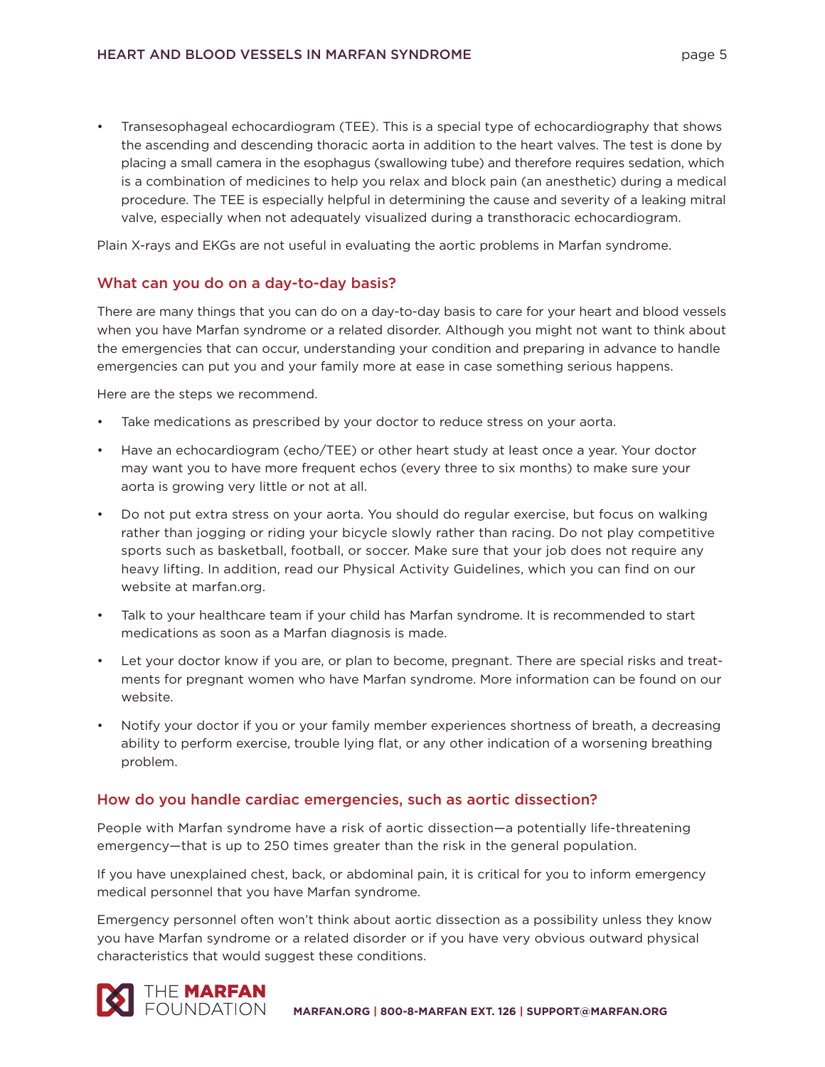- Transesophageal echocardiogram (TEE). This is a special type of echocardiography that shows the ascending and descending thoracic aorta in addition to the heart valves. The test is done by placing a small camera in the esophagus (swallowing tube) and therefore requires sedation, which is a combination of medicines to help you relax and block pain (an anesthetic) during a medical procedure. The TEE is especially helpful in determining the cause and severity of a leaking mitral valve, especially when not adequately visualized during a transthoracic echocardiogram.

Plain X-rays and EKGs are not useful in evaluating the aortic problems in Marfan syndrome.

## What can you do on a day-to-day basis?

There are many things that you can do on a day-to-day basis to care for your heart and blood vessels when you have Marfan syndrome or a related disorder. Although you might not want to think about the emergencies that can occur, understanding your condition and preparing in advance to handle emergencies can put you and your family more at ease in case something serious happens.

Here are the steps we recommend.

- Take medications as prescribed by your doctor to reduce stress on your aorta.
- Have an echocardiogram (echo/TEE) or other heart study at least once a year. Your doctor may want you to have more frequent echos (every three to six months) to make sure your aorta is growing very little or not at all.
- Do not put extra stress on your aorta. You should do regular exercise, but focus on walking rather than jogging or riding your bicycle slowly rather than racing. Do not play competitive sports such as basketball, football, or soccer. Make sure that your job does not require any heavy lifting. In addition, read our Physical Activity Guidelines, which you can find on our website at marfan.org.
- Talk to your healthcare team if your child has Marfan syndrome. It is recommended to start medications as soon as a Marfan diagnosis is made.
- Let your doctor know if you are, or plan to become, pregnant. There are special risks and treatments for pregnant women who have Marfan syndrome. More information can be found on our website.
- Notify your doctor if you or your family member experiences shortness of breath, a decreasing ability to perform exercise, trouble lying flat, or any other indication of a worsening breathing problem.

## How do you handle cardiac emergencies, such as aortic dissection?

People with Marfan syndrome have a risk of aortic dissection—a potentially life-threatening emergency—that is up to 250 times greater than the risk in the general population.

If you have unexplained chest, back, or abdominal pain, it is critical for you to inform emergency medical personnel that you have Marfan syndrome.

Emergency personnel often won't think about aortic dissection as a possibility unless they know you have Marfan syndrome or a related disorder or if you have very obvious outward physical characteristics that would suggest these conditions.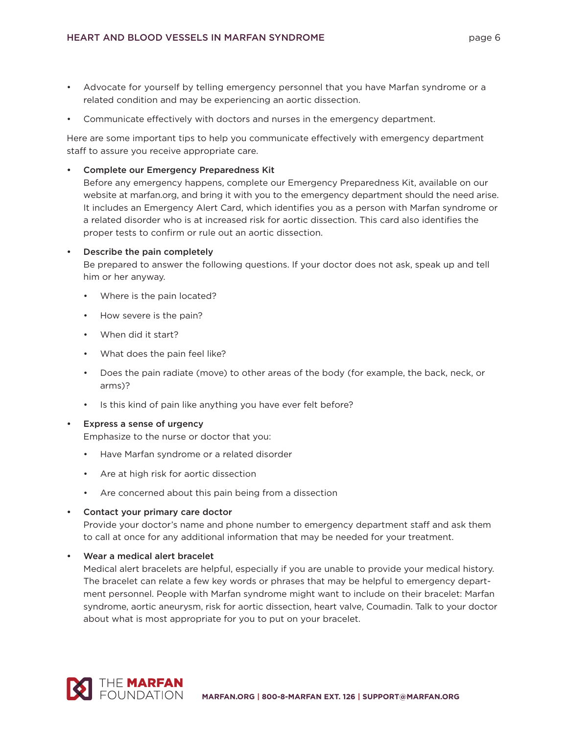- Advocate for yourself by telling emergency personnel that you have Marfan syndrome or a related condition and may be experiencing an aortic dissection.
- Communicate effectively with doctors and nurses in the emergency department.

Here are some important tips to help you communicate effectively with emergency department staff to assure you receive appropriate care.

- **Complete our Emergency Preparedness Kit**
  Before any emergency happens, complete our Emergency Preparedness Kit, available on our website at marfan.org, and bring it with you to the emergency department should the need arise. It includes an Emergency Alert Card, which identifies you as a person with Marfan syndrome or a related disorder who is at increased risk for aortic dissection. This card also identifies the proper tests to confirm or rule out an aortic dissection.

- **Describe the pain completely**
  Be prepared to answer the following questions. If your doctor does not ask, speak up and tell him or her anyway.
  - Where is the pain located?
  - How severe is the pain?
  - When did it start?
  - What does the pain feel like?
  - Does the pain radiate (move) to other areas of the body (for example, the back, neck, or arms)?
  - Is this kind of pain like anything you have ever felt before?

- **Express a sense of urgency**
  Emphasize to the nurse or doctor that you:
  - Have Marfan syndrome or a related disorder
  - Are at high risk for aortic dissection
  - Are concerned about this pain being from a dissection

- **Contact your primary care doctor**
  Provide your doctor's name and phone number to emergency department staff and ask them to call at once for any additional information that may be needed for your treatment.

- **Wear a medical alert bracelet**
  Medical alert bracelets are helpful, especially if you are unable to provide your medical history. The bracelet can relate a few key words or phrases that may be helpful to emergency department personnel. People with Marfan syndrome might want to include on their bracelet: Marfan syndrome, aortic aneurysm, risk for aortic dissection, heart valve, Coumadin. Talk to your doctor about what is most appropriate for you to put on your bracelet.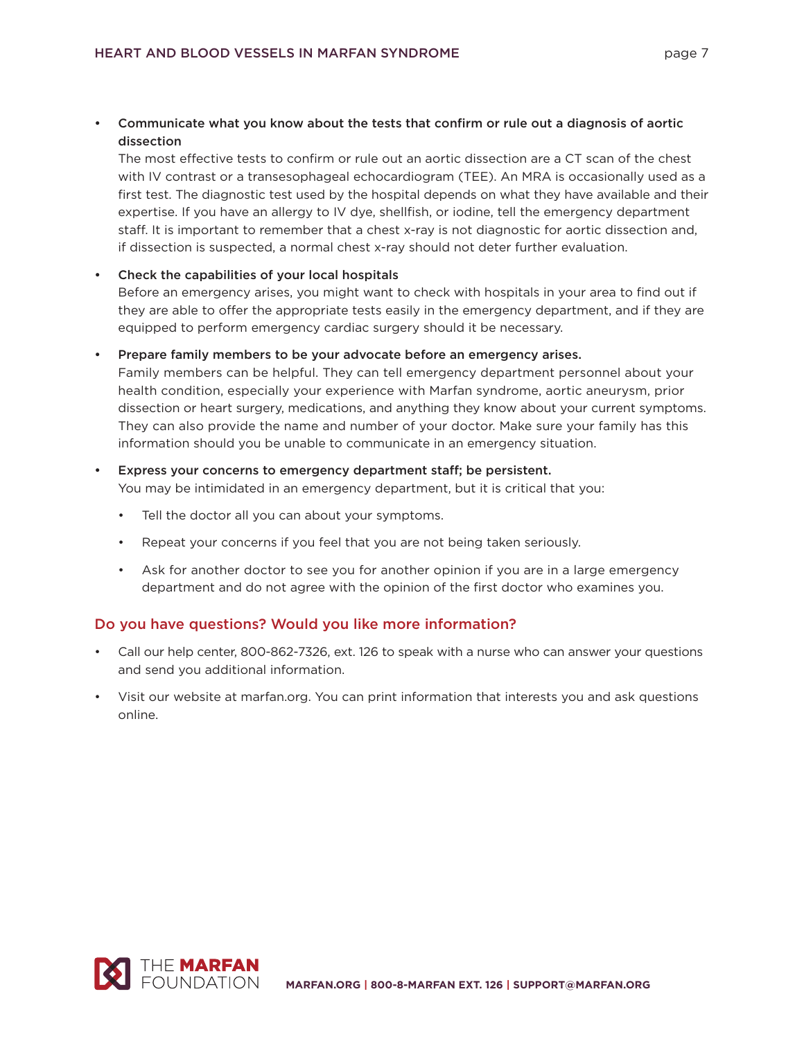- **Communicate what you know about the tests that confirm or rule out a diagnosis of aortic dissection**
  The most effective tests to confirm or rule out an aortic dissection are a CT scan of the chest with IV contrast or a transesophageal echocardiogram (TEE). An MRA is occasionally used as a first test. The diagnostic test used by the hospital depends on what they have available and their expertise. If you have an allergy to IV dye, shellfish, or iodine, tell the emergency department staff. It is important to remember that a chest x-ray is not diagnostic for aortic dissection and, if dissection is suspected, a normal chest x-ray should not deter further evaluation.

- **Check the capabilities of your local hospitals**
  Before an emergency arises, you might want to check with hospitals in your area to find out if they are able to offer the appropriate tests easily in the emergency department, and if they are equipped to perform emergency cardiac surgery should it be necessary.

- **Prepare family members to be your advocate before an emergency arises.**
  Family members can be helpful. They can tell emergency department personnel about your health condition, especially your experience with Marfan syndrome, aortic aneurysm, prior dissection or heart surgery, medications, and anything they know about your current symptoms. They can also provide the name and number of your doctor. Make sure your family has this information should you be unable to communicate in an emergency situation.

- **Express your concerns to emergency department staff; be persistent.**
  You may be intimidated in an emergency department, but it is critical that you:
  - Tell the doctor all you can about your symptoms.
  - Repeat your concerns if you feel that you are not being taken seriously.
  - Ask for another doctor to see you for another opinion if you are in a large emergency department and do not agree with the opinion of the first doctor who examines you.

## Do you have questions? Would you like more information?

- Call our help center, 800-862-7326, ext. 126 to speak with a nurse who can answer your questions and send you additional information.
- Visit our website at marfan.org. You can print information that interests you and ask questions online.